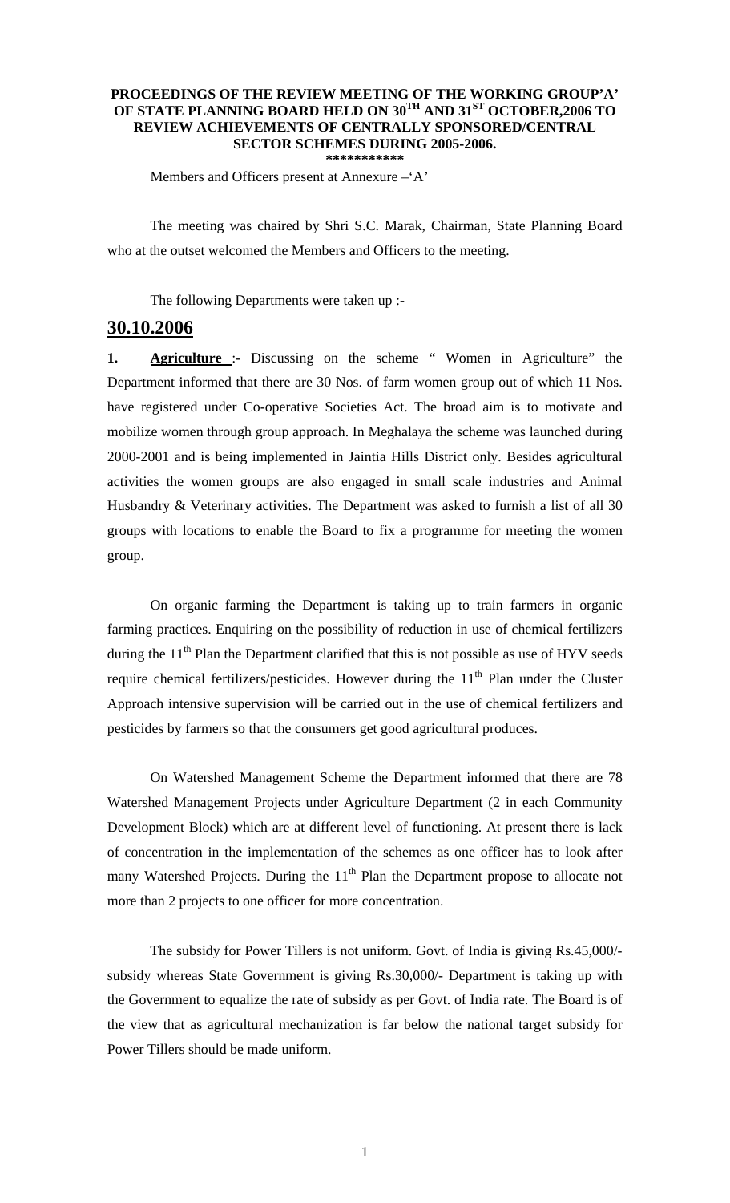**PROCEEDINGS OF THE REVIEW MEETING OF THE WORKING GROUP'A' OF STATE PLANNING BOARD HELD ON 30TH AND 31ST OCTOBER,2006 TO REVIEW ACHIEVEMENTS OF CENTRALLY SPONSORED/CENTRAL SECTOR SCHEMES DURING 2005-2006.**

***********

Members and Officers present at Annexure –'A'

The meeting was chaired by Shri S.C. Marak, Chairman, State Planning Board who at the outset welcomed the Members and Officers to the meeting.

The following Departments were taken up :-

## 30.10.2006

**1. Agriculture** :- Discussing on the scheme " Women in Agriculture" the Department informed that there are 30 Nos. of farm women group out of which 11 Nos. have registered under Co-operative Societies Act. The broad aim is to motivate and mobilize women through group approach. In Meghalaya the scheme was launched during 2000-2001 and is being implemented in Jaintia Hills District only. Besides agricultural activities the women groups are also engaged in small scale industries and Animal Husbandry & Veterinary activities. The Department was asked to furnish a list of all 30 groups with locations to enable the Board to fix a programme for meeting the women group.

On organic farming the Department is taking up to train farmers in organic farming practices. Enquiring on the possibility of reduction in use of chemical fertilizers during the 11th Plan the Department clarified that this is not possible as use of HYV seeds require chemical fertilizers/pesticides. However during the 11th Plan under the Cluster Approach intensive supervision will be carried out in the use of chemical fertilizers and pesticides by farmers so that the consumers get good agricultural produces.

On Watershed Management Scheme the Department informed that there are 78 Watershed Management Projects under Agriculture Department (2 in each Community Development Block) which are at different level of functioning. At present there is lack of concentration in the implementation of the schemes as one officer has to look after many Watershed Projects. During the 11th Plan the Department propose to allocate not more than 2 projects to one officer for more concentration.

The subsidy for Power Tillers is not uniform. Govt. of India is giving Rs.45,000/- subsidy whereas State Government is giving Rs.30,000/- Department is taking up with the Government to equalize the rate of subsidy as per Govt. of India rate. The Board is of the view that as agricultural mechanization is far below the national target subsidy for Power Tillers should be made uniform.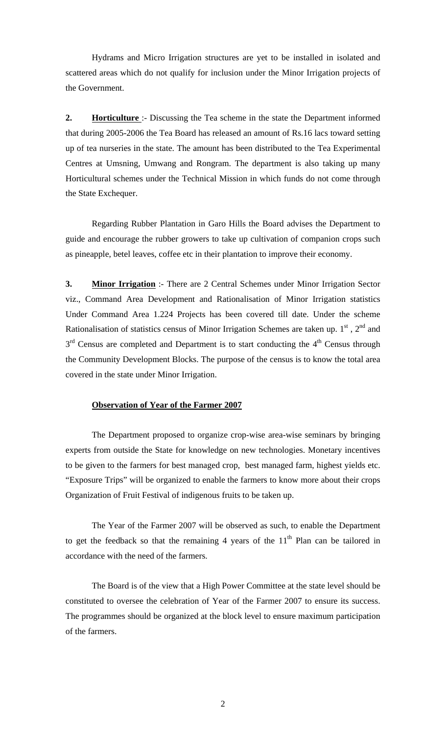Hydrams and Micro Irrigation structures are yet to be installed in isolated and scattered areas which do not qualify for inclusion under the Minor Irrigation projects of the Government.

**2. Horticulture** :- Discussing the Tea scheme in the state the Department informed that during 2005-2006 the Tea Board has released an amount of Rs.16 lacs toward setting up of tea nurseries in the state. The amount has been distributed to the Tea Experimental Centres at Umsning, Umwang and Rongram. The department is also taking up many Horticultural schemes under the Technical Mission in which funds do not come through the State Exchequer.

Regarding Rubber Plantation in Garo Hills the Board advises the Department to guide and encourage the rubber growers to take up cultivation of companion crops such as pineapple, betel leaves, coffee etc in their plantation to improve their economy.

**3. Minor Irrigation** :- There are 2 Central Schemes under Minor Irrigation Sector viz., Command Area Development and Rationalisation of Minor Irrigation statistics Under Command Area 1.224 Projects has been covered till date. Under the scheme Rationalisation of statistics census of Minor Irrigation Schemes are taken up. 1st , 2nd and 3rd Census are completed and Department is to start conducting the 4th Census through the Community Development Blocks. The purpose of the census is to know the total area covered in the state under Minor Irrigation.

**Observation of Year of the Farmer 2007**

The Department proposed to organize crop-wise area-wise seminars by bringing experts from outside the State for knowledge on new technologies. Monetary incentives to be given to the farmers for best managed crop, best managed farm, highest yields etc. "Exposure Trips" will be organized to enable the farmers to know more about their crops Organization of Fruit Festival of indigenous fruits to be taken up.

The Year of the Farmer 2007 will be observed as such, to enable the Department to get the feedback so that the remaining 4 years of the 11th Plan can be tailored in accordance with the need of the farmers.

The Board is of the view that a High Power Committee at the state level should be constituted to oversee the celebration of Year of the Farmer 2007 to ensure its success. The programmes should be organized at the block level to ensure maximum participation of the farmers.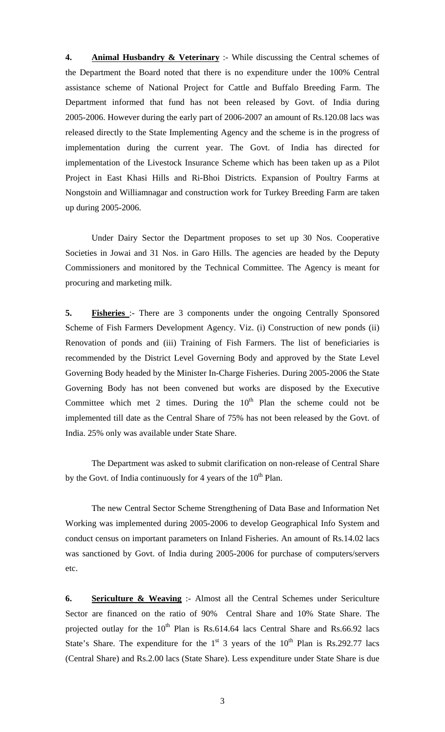**4.** **Animal Husbandry & Veterinary** :- While discussing the Central schemes of the Department the Board noted that there is no expenditure under the 100% Central assistance scheme of National Project for Cattle and Buffalo Breeding Farm. The Department informed that fund has not been released by Govt. of India during 2005-2006. However during the early part of 2006-2007 an amount of Rs.120.08 lacs was released directly to the State Implementing Agency and the scheme is in the progress of implementation during the current year. The Govt. of India has directed for implementation of the Livestock Insurance Scheme which has been taken up as a Pilot Project in East Khasi Hills and Ri-Bhoi Districts. Expansion of Poultry Farms at Nongstoin and Williamnagar and construction work for Turkey Breeding Farm are taken up during 2005-2006.

Under Dairy Sector the Department proposes to set up 30 Nos. Cooperative Societies in Jowai and 31 Nos. in Garo Hills. The agencies are headed by the Deputy Commissioners and monitored by the Technical Committee. The Agency is meant for procuring and marketing milk.

**5.** **Fisheries** :- There are 3 components under the ongoing Centrally Sponsored Scheme of Fish Farmers Development Agency. Viz. (i) Construction of new ponds (ii) Renovation of ponds and (iii) Training of Fish Farmers. The list of beneficiaries is recommended by the District Level Governing Body and approved by the State Level Governing Body headed by the Minister In-Charge Fisheries. During 2005-2006 the State Governing Body has not been convened but works are disposed by the Executive Committee which met 2 times. During the 10th Plan the scheme could not be implemented till date as the Central Share of 75% has not been released by the Govt. of India. 25% only was available under State Share.

The Department was asked to submit clarification on non-release of Central Share by the Govt. of India continuously for 4 years of the 10th Plan.

The new Central Sector Scheme Strengthening of Data Base and Information Net Working was implemented during 2005-2006 to develop Geographical Info System and conduct census on important parameters on Inland Fisheries. An amount of Rs.14.02 lacs was sanctioned by Govt. of India during 2005-2006 for purchase of computers/servers etc.

**6.** **Sericulture & Weaving** :- Almost all the Central Schemes under Sericulture Sector are financed on the ratio of 90% Central Share and 10% State Share. The projected outlay for the 10th Plan is Rs.614.64 lacs Central Share and Rs.66.92 lacs State's Share. The expenditure for the 1st 3 years of the 10th Plan is Rs.292.77 lacs (Central Share) and Rs.2.00 lacs (State Share). Less expenditure under State Share is due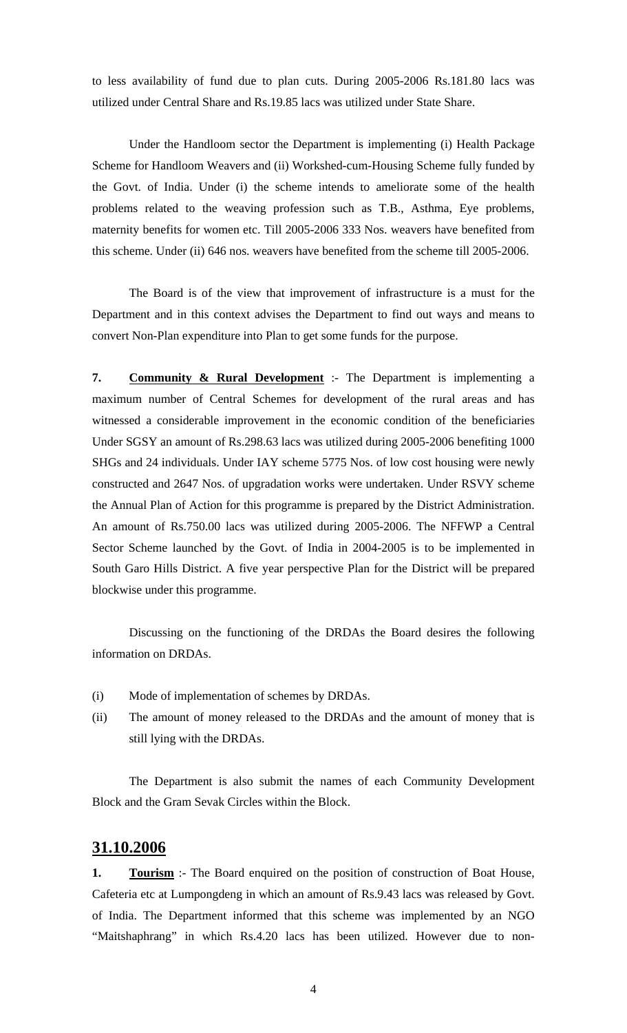to less availability of fund due to plan cuts. During 2005-2006 Rs.181.80 lacs was utilized under Central Share and Rs.19.85 lacs was utilized under State Share.

Under the Handloom sector the Department is implementing (i) Health Package Scheme for Handloom Weavers and (ii) Workshed-cum-Housing Scheme fully funded by the Govt. of India. Under (i) the scheme intends to ameliorate some of the health problems related to the weaving profession such as T.B., Asthma, Eye problems, maternity benefits for women etc. Till 2005-2006 333 Nos. weavers have benefited from this scheme. Under (ii) 646 nos. weavers have benefited from the scheme till 2005-2006.

The Board is of the view that improvement of infrastructure is a must for the Department and in this context advises the Department to find out ways and means to convert Non-Plan expenditure into Plan to get some funds for the purpose.

**7. <u>Community & Rural Development</u>** :- The Department is implementing a maximum number of Central Schemes for development of the rural areas and has witnessed a considerable improvement in the economic condition of the beneficiaries Under SGSY an amount of Rs.298.63 lacs was utilized during 2005-2006 benefiting 1000 SHGs and 24 individuals. Under IAY scheme 5775 Nos. of low cost housing were newly constructed and 2647 Nos. of upgradation works were undertaken. Under RSVY scheme the Annual Plan of Action for this programme is prepared by the District Administration. An amount of Rs.750.00 lacs was utilized during 2005-2006. The NFFWP a Central Sector Scheme launched by the Govt. of India in 2004-2005 is to be implemented in South Garo Hills District. A five year perspective Plan for the District will be prepared blockwise under this programme.

Discussing on the functioning of the DRDAs the Board desires the following information on DRDAs.

(i) Mode of implementation of schemes by DRDAs.

(ii) The amount of money released to the DRDAs and the amount of money that is still lying with the DRDAs.

The Department is also submit the names of each Community Development Block and the Gram Sevak Circles within the Block.

## <u>31.10.2006</u>

**1. <u>Tourism</u>** :- The Board enquired on the position of construction of Boat House, Cafeteria etc at Lumpongdeng in which an amount of Rs.9.43 lacs was released by Govt. of India. The Department informed that this scheme was implemented by an NGO "Maitshaphrang" in which Rs.4.20 lacs has been utilized. However due to non-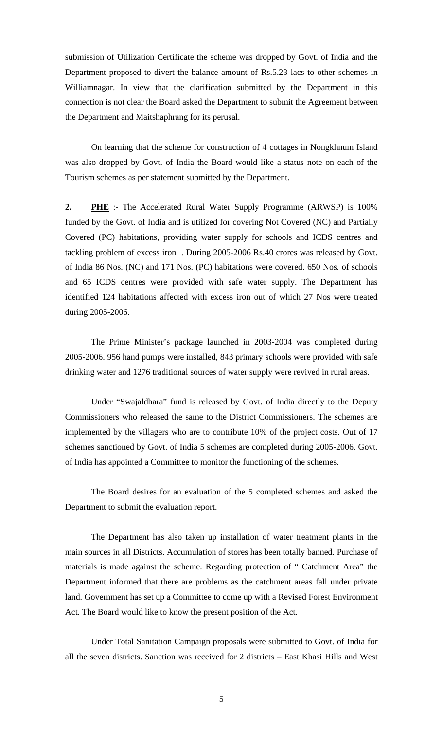submission of Utilization Certificate the scheme was dropped by Govt. of India and the Department proposed to divert the balance amount of Rs.5.23 lacs to other schemes in Williamnagar. In view that the clarification submitted by the Department in this connection is not clear the Board asked the Department to submit the Agreement between the Department and Maitshaphrang for its perusal.

On learning that the scheme for construction of 4 cottages in Nongkhnum Island was also dropped by Govt. of India the Board would like a status note on each of the Tourism schemes as per statement submitted by the Department.

**2.** **PHE** :- The Accelerated Rural Water Supply Programme (ARWSP) is 100% funded by the Govt. of India and is utilized for covering Not Covered (NC) and Partially Covered (PC) habitations, providing water supply for schools and ICDS centres and tackling problem of excess iron . During 2005-2006 Rs.40 crores was released by Govt. of India 86 Nos. (NC) and 171 Nos. (PC) habitations were covered. 650 Nos. of schools and 65 ICDS centres were provided with safe water supply. The Department has identified 124 habitations affected with excess iron out of which 27 Nos were treated during 2005-2006.

The Prime Minister's package launched in 2003-2004 was completed during 2005-2006. 956 hand pumps were installed, 843 primary schools were provided with safe drinking water and 1276 traditional sources of water supply were revived in rural areas.

Under "Swajaldhara" fund is released by Govt. of India directly to the Deputy Commissioners who released the same to the District Commissioners. The schemes are implemented by the villagers who are to contribute 10% of the project costs. Out of 17 schemes sanctioned by Govt. of India 5 schemes are completed during 2005-2006. Govt. of India has appointed a Committee to monitor the functioning of the schemes.

The Board desires for an evaluation of the 5 completed schemes and asked the Department to submit the evaluation report.

The Department has also taken up installation of water treatment plants in the main sources in all Districts. Accumulation of stores has been totally banned. Purchase of materials is made against the scheme. Regarding protection of " Catchment Area" the Department informed that there are problems as the catchment areas fall under private land. Government has set up a Committee to come up with a Revised Forest Environment Act. The Board would like to know the present position of the Act.

Under Total Sanitation Campaign proposals were submitted to Govt. of India for all the seven districts. Sanction was received for 2 districts – East Khasi Hills and West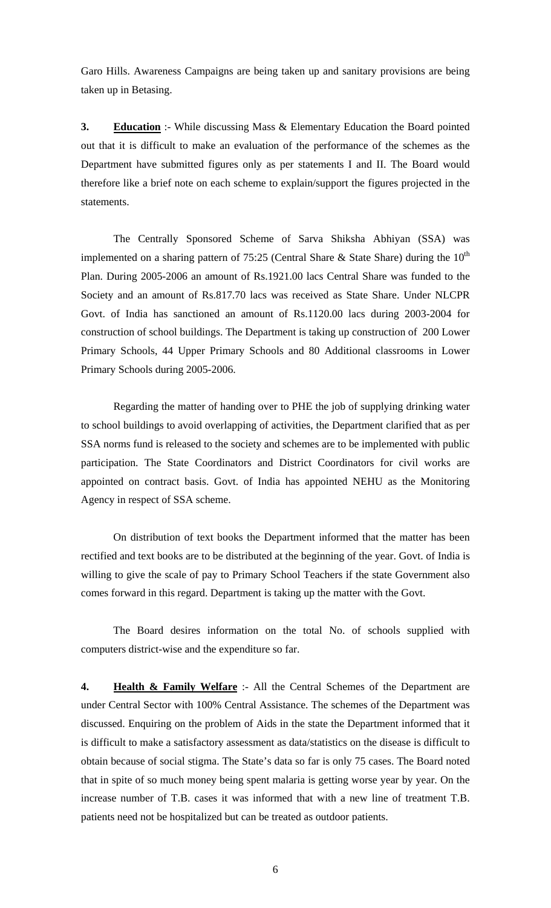Garo Hills. Awareness Campaigns are being taken up and sanitary provisions are being taken up in Betasing.

**3. <u>Education</u>** :- While discussing Mass & Elementary Education the Board pointed out that it is difficult to make an evaluation of the performance of the schemes as the Department have submitted figures only as per statements I and II. The Board would therefore like a brief note on each scheme to explain/support the figures projected in the statements.

The Centrally Sponsored Scheme of Sarva Shiksha Abhiyan (SSA) was implemented on a sharing pattern of 75:25 (Central Share & State Share) during the 10th Plan. During 2005-2006 an amount of Rs.1921.00 lacs Central Share was funded to the Society and an amount of Rs.817.70 lacs was received as State Share. Under NLCPR Govt. of India has sanctioned an amount of Rs.1120.00 lacs during 2003-2004 for construction of school buildings. The Department is taking up construction of 200 Lower Primary Schools, 44 Upper Primary Schools and 80 Additional classrooms in Lower Primary Schools during 2005-2006.

Regarding the matter of handing over to PHE the job of supplying drinking water to school buildings to avoid overlapping of activities, the Department clarified that as per SSA norms fund is released to the society and schemes are to be implemented with public participation. The State Coordinators and District Coordinators for civil works are appointed on contract basis. Govt. of India has appointed NEHU as the Monitoring Agency in respect of SSA scheme.

On distribution of text books the Department informed that the matter has been rectified and text books are to be distributed at the beginning of the year. Govt. of India is willing to give the scale of pay to Primary School Teachers if the state Government also comes forward in this regard. Department is taking up the matter with the Govt.

The Board desires information on the total No. of schools supplied with computers district-wise and the expenditure so far.

**4. <u>Health & Family Welfare</u>** :- All the Central Schemes of the Department are under Central Sector with 100% Central Assistance. The schemes of the Department was discussed. Enquiring on the problem of Aids in the state the Department informed that it is difficult to make a satisfactory assessment as data/statistics on the disease is difficult to obtain because of social stigma. The State's data so far is only 75 cases. The Board noted that in spite of so much money being spent malaria is getting worse year by year. On the increase number of T.B. cases it was informed that with a new line of treatment T.B. patients need not be hospitalized but can be treated as outdoor patients.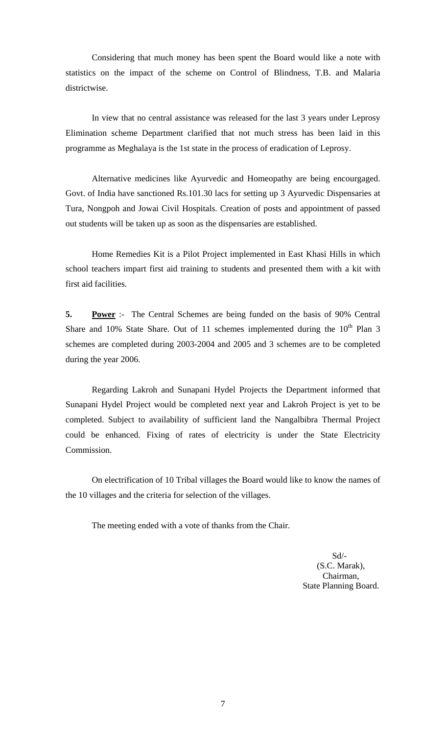Considering that much money has been spent the Board would like a note with statistics on the impact of the scheme on Control of Blindness, T.B. and Malaria districtwise.

In view that no central assistance was released for the last 3 years under Leprosy Elimination scheme Department clarified that not much stress has been laid in this programme as Meghalaya is the 1st state in the process of eradication of Leprosy.

Alternative medicines like Ayurvedic and Homeopathy are being encourgaged. Govt. of India have sanctioned Rs.101.30 lacs for setting up 3 Ayurvedic Dispensaries at Tura, Nongpoh and Jowai Civil Hospitals. Creation of posts and appointment of passed out students will be taken up as soon as the dispensaries are established.

Home Remedies Kit is a Pilot Project implemented in East Khasi Hills in which school teachers impart first aid training to students and presented them with a kit with first aid facilities.

**5. <u>Power</u>** :- The Central Schemes are being funded on the basis of 90% Central Share and 10% State Share. Out of 11 schemes implemented during the 10th Plan 3 schemes are completed during 2003-2004 and 2005 and 3 schemes are to be completed during the year 2006.

Regarding Lakroh and Sunapani Hydel Projects the Department informed that Sunapani Hydel Project would be completed next year and Lakroh Project is yet to be completed. Subject to availability of sufficient land the Nangalbibra Thermal Project could be enhanced. Fixing of rates of electricity is under the State Electricity Commission.

On electrification of 10 Tribal villages the Board would like to know the names of the 10 villages and the criteria for selection of the villages.

The meeting ended with a vote of thanks from the Chair.

Sd/-
(S.C. Marak),
Chairman,
State Planning Board.